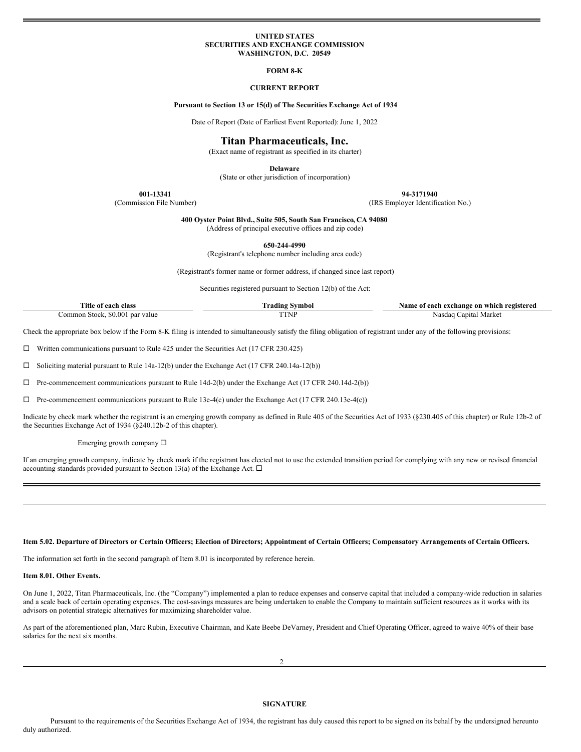**UNITED STATES**
**SECURITIES AND EXCHANGE COMMISSION**
**WASHINGTON, D.C. 20549**

**FORM 8-K**

**CURRENT REPORT**

**Pursuant to Section 13 or 15(d) of The Securities Exchange Act of 1934**

Date of Report (Date of Earliest Event Reported): June 1, 2022

# Titan Pharmaceuticals, Inc.

(Exact name of registrant as specified in its charter)

**Delaware**
(State or other jurisdiction of incorporation)

| **001-13341** | **94-3171940** |
|---|---|
| (Commission File Number) | (IRS Employer Identification No.) |

**400 Oyster Point Blvd., Suite 505, South San Francisco, CA 94080**
(Address of principal executive offices and zip code)

**650-244-4990**
(Registrant's telephone number including area code)

(Registrant's former name or former address, if changed since last report)

Securities registered pursuant to Section 12(b) of the Act:

| Title of each class | Trading Symbol | Name of each exchange on which registered |
|---|---|---|
| Common Stock, $0.001 par value | TTNP | Nasdaq Capital Market |

Check the appropriate box below if the Form 8-K filing is intended to simultaneously satisfy the filing obligation of registrant under any of the following provisions:

☐ Written communications pursuant to Rule 425 under the Securities Act (17 CFR 230.425)

☐ Soliciting material pursuant to Rule 14a-12(b) under the Exchange Act (17 CFR 240.14a-12(b))

☐ Pre-commencement communications pursuant to Rule 14d-2(b) under the Exchange Act (17 CFR 240.14d-2(b))

☐ Pre-commencement communications pursuant to Rule 13e-4(c) under the Exchange Act (17 CFR 240.13e-4(c))

Indicate by check mark whether the registrant is an emerging growth company as defined in Rule 405 of the Securities Act of 1933 (§230.405 of this chapter) or Rule 12b-2 of the Securities Exchange Act of 1934 (§240.12b-2 of this chapter).

Emerging growth company ☐

If an emerging growth company, indicate by check mark if the registrant has elected not to use the extended transition period for complying with any new or revised financial accounting standards provided pursuant to Section 13(a) of the Exchange Act. ☐

---

**Item 5.02. Departure of Directors or Certain Officers; Election of Directors; Appointment of Certain Officers; Compensatory Arrangements of Certain Officers.**

The information set forth in the second paragraph of Item 8.01 is incorporated by reference herein.

**Item 8.01. Other Events.**

On June 1, 2022, Titan Pharmaceuticals, Inc. (the "Company") implemented a plan to reduce expenses and conserve capital that included a company-wide reduction in salaries and a scale back of certain operating expenses. The cost-savings measures are being undertaken to enable the Company to maintain sufficient resources as it works with its advisors on potential strategic alternatives for maximizing shareholder value.

As part of the aforementioned plan, Marc Rubin, Executive Chairman, and Kate Beebe DeVarney, President and Chief Operating Officer, agreed to waive 40% of their base salaries for the next six months.

**SIGNATURE**

Pursuant to the requirements of the Securities Exchange Act of 1934, the registrant has duly caused this report to be signed on its behalf by the undersigned hereunto duly authorized.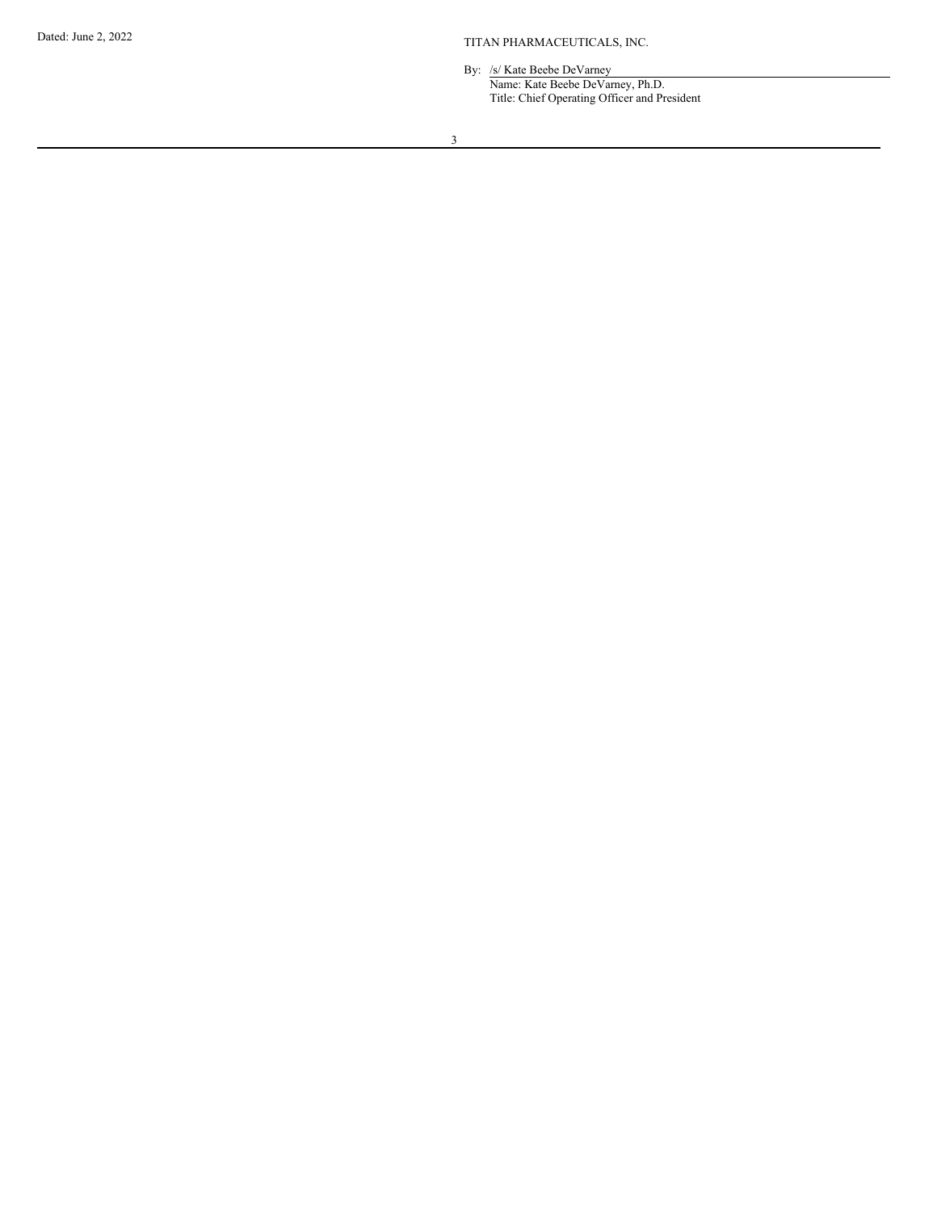Dated: June 2, 2022

TITAN PHARMACEUTICALS, INC.

By: /s/ Kate Beebe DeVarney
Name: Kate Beebe DeVarney, Ph.D.
Title: Chief Operating Officer and President